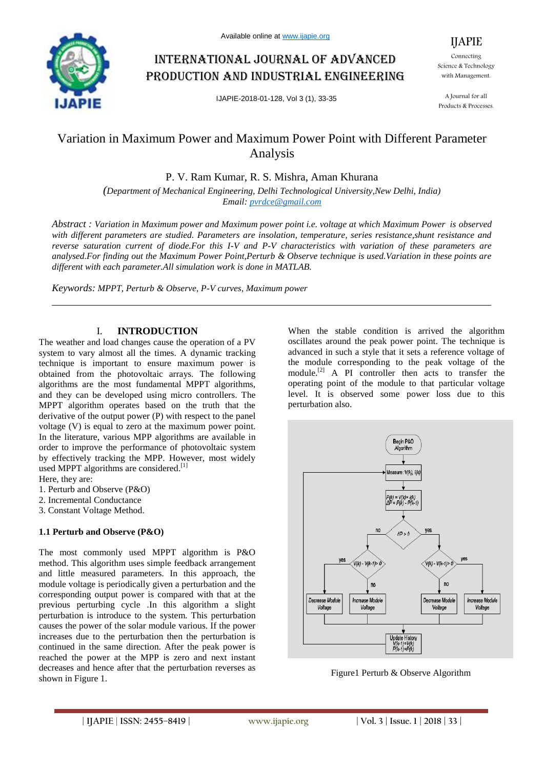Available online at www.ijapie.org

# INTERNATIONAL JOURNAL OF ADVANCED PRODUCTION AND INDUSTRIAL ENGINEERING

IJAPIE-2018-01-128, Vol 3 (1), 33-35

# Variation in Maximum Power and Maximum Power Point with Different Parameter Analysis

P. V. Ram Kumar, R. S. Mishra, Aman Khurana

*(Department of Mechanical Engineering, Delhi Technological University,New Delhi, India)*
*Email: pvrdce@gmail.com*

*Abstract : Variation in Maximum power and Maximum power point i.e. voltage at which Maximum Power is observed with different parameters are studied. Parameters are insolation, temperature, series resistance,shunt resistance and reverse saturation current of diode.For this I-V and P-V characteristics with variation of these parameters are analysed.For finding out the Maximum Power Point,Perturb & Observe technique is used.Variation in these points are different with each parameter.All simulation work is done in MATLAB.*

*Keywords: MPPT, Perturb & Observe, P-V curves, Maximum power*

## I. INTRODUCTION

The weather and load changes cause the operation of a PV system to vary almost all the times. A dynamic tracking technique is important to ensure maximum power is obtained from the photovoltaic arrays. The following algorithms are the most fundamental MPPT algorithms, and they can be developed using micro controllers. The MPPT algorithm operates based on the truth that the derivative of the output power (P) with respect to the panel voltage (V) is equal to zero at the maximum power point. In the literature, various MPP algorithms are available in order to improve the performance of photovoltaic system by effectively tracking the MPP. However, most widely used MPPT algorithms are considered.[1]

Here, they are:

1. Perturb and Observe (P&O)
2. Incremental Conductance
3. Constant Voltage Method.

### 1.1 Perturb and Observe (P&O)

The most commonly used MPPT algorithm is P&O method. This algorithm uses simple feedback arrangement and little measured parameters. In this approach, the module voltage is periodically given a perturbation and the corresponding output power is compared with that at the previous perturbing cycle .In this algorithm a slight perturbation is introduce to the system. This perturbation causes the power of the solar module various. If the power increases due to the perturbation then the perturbation is continued in the same direction. After the peak power is reached the power at the MPP is zero and next instant decreases and hence after that the perturbation reverses as shown in Figure 1.

When the stable condition is arrived the algorithm oscillates around the peak power point. The technique is advanced in such a style that it sets a reference voltage of the module corresponding to the peak voltage of the module.[2] A PI controller then acts to transfer the operating point of the module to that particular voltage level. It is observed some power loss due to this perturbation also.

Figure1 Perturb & Observe Algorithm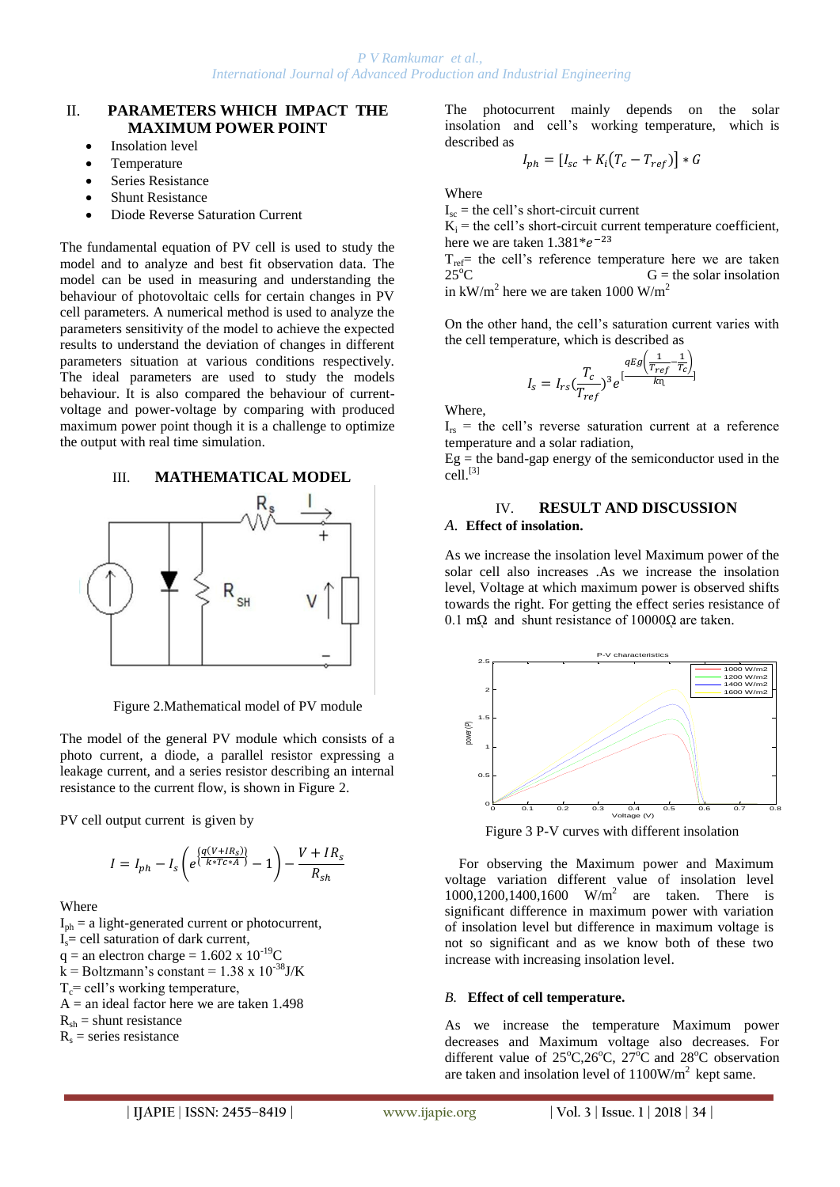## II. PARAMETERS WHICH IMPACT THE MAXIMUM POWER POINT

- Insolation level
- Temperature
- Series Resistance
- Shunt Resistance
- Diode Reverse Saturation Current

The fundamental equation of PV cell is used to study the model and to analyze and best fit observation data. The model can be used in measuring and understanding the behaviour of photovoltaic cells for certain changes in PV cell parameters. A numerical method is used to analyze the parameters sensitivity of the model to achieve the expected results to understand the deviation of changes in different parameters situation at various conditions respectively. The ideal parameters are used to study the models behaviour. It is also compared the behaviour of current-voltage and power-voltage by comparing with produced maximum power point though it is a challenge to optimize the output with real time simulation.

## III. MATHEMATICAL MODEL

Figure 2.Mathematical model of PV module

The model of the general PV module which consists of a photo current, a diode, a parallel resistor expressing a leakage current, and a series resistor describing an internal resistance to the current flow, is shown in Figure 2.

PV cell output current is given by

$$I = I_{ph} - I_s\left(e^{\left\{\frac{q(V+IR_s)}{k*Tc*A}\right\}} - 1\right) - \frac{V+IR_s}{R_{sh}}$$

Where

$I_{ph}$ = a light-generated current or photocurrent,
$I_s$= cell saturation of dark current,
q = an electron charge = $1.602 \times 10^{-19}$C
k = Boltzmann's constant = $1.38 \times 10^{-38}$J/K
$T_c$= cell's working temperature,
A = an ideal factor here we are taken 1.498
$R_{sh}$ = shunt resistance
$R_s$ = series resistance

The photocurrent mainly depends on the solar insolation and cell's working temperature, which is described as

$$I_{ph} = [I_{sc} + K_i(T_c - T_{ref})] * G$$

Where
$I_{sc}$ = the cell's short-circuit current
$K_i$ = the cell's short-circuit current temperature coefficient, here we are taken $1.381*e^{-23}$
$T_{ref}$= the cell's reference temperature here we are taken 25°C
G = the solar insolation in kW/m² here we are taken 1000 W/m²

On the other hand, the cell's saturation current varies with the cell temperature, which is described as

$$I_s = I_{rs}\left(\frac{T_c}{T_{ref}}\right)^3 e^{\left[\frac{qEg\left(\frac{1}{T_{ref}}-\frac{1}{T_c}\right)}{kn}\right]}$$

Where,
$I_{rs}$ = the cell's reverse saturation current at a reference temperature and a solar radiation,
Eg = the band-gap energy of the semiconductor used in the cell.[3]

## IV. RESULT AND DISCUSSION

### A. Effect of insolation.

As we increase the insolation level Maximum power of the solar cell also increases .As we increase the insolation level, Voltage at which maximum power is observed shifts towards the right. For getting the effect series resistance of 0.1 mΩ and shunt resistance of 10000Ω are taken.

Figure 3 P-V curves with different insolation

For observing the Maximum power and Maximum voltage variation different value of insolation level 1000,1200,1400,1600 W/m² are taken. There is significant difference in maximum power with variation of insolation level but difference in maximum voltage is not so significant and as we know both of these two increase with increasing insolation level.

### B. Effect of cell temperature.

As we increase the temperature Maximum power decreases and Maximum voltage also decreases. For different value of 25°C,26°C, 27°C and 28°C observation are taken and insolation level of 1100W/m² kept same.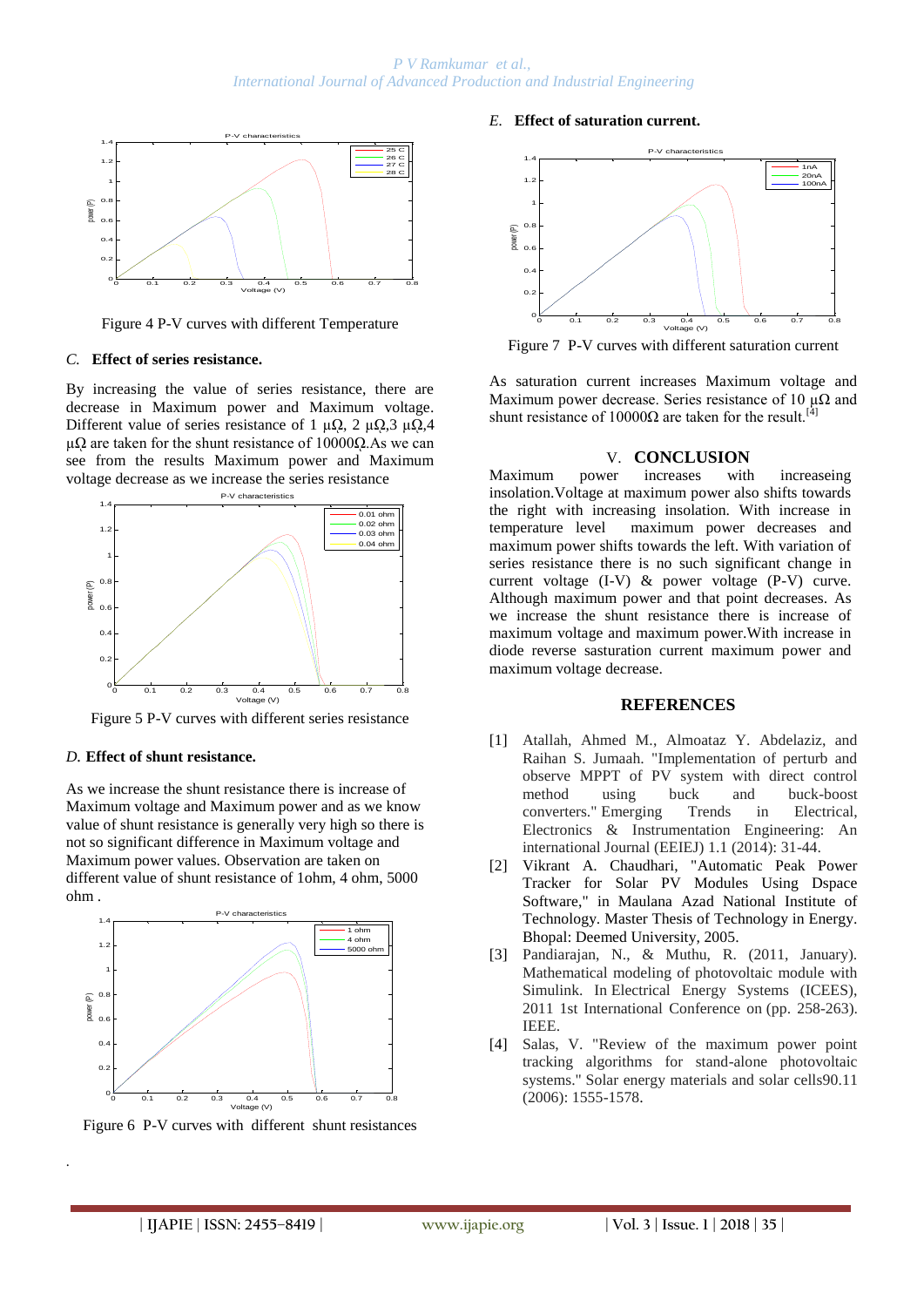P-V characteristics

power (P)

Voltage (V)

0
0.2
0.4
0.6
0.8
1
1.2
1.4

0
0.1
0.2
0.3
0.4
0.5
0.6
0.7
0.8

25 C
26 C
27 C
28 C

Figure 4 P-V curves with different Temperature

### *C.* Effect of series resistance.

By increasing the value of series resistance, there are decrease in Maximum power and Maximum voltage. Different value of series resistance of 1 μΩ, 2 μΩ,3 μΩ,4 μΩ are taken for the shunt resistance of 10000Ω.As we can see from the results Maximum power and Maximum voltage decrease as we increase the series resistance

P-V characteristics

power (P)

Voltage (V)

0
0.2
0.4
0.6
0.8
1
1.2
1.4

0
0.1
0.2
0.3
0.4
0.5
0.6
0.7
0.8

0.01 ohm
0.02 ohm
0.03 ohm
0.04 ohm

Figure 5 P-V curves with different series resistance

### *D.* Effect of shunt resistance.

As we increase the shunt resistance there is increase of Maximum voltage and Maximum power and as we know value of shunt resistance is generally very high so there is not so significant difference in Maximum voltage and Maximum power values. Observation are taken on different value of shunt resistance of 1ohm, 4 ohm, 5000 ohm .

P-V characteristics

power (P)

Voltage (V)

0
0.2
0.4
0.6
0.8
1
1.2
1.4

0
0.1
0.2
0.3
0.4
0.5
0.6
0.7
0.8

1 ohm
4 ohm
5000 ohm

Figure 6 P-V curves with different shunt resistances

### *E.* Effect of saturation current.

P-V characteristics

power (P)

Voltage (V)

0
0.2
0.4
0.6
0.8
1
1.2
1.4

0
0.1
0.2
0.3
0.4
0.5
0.6
0.7
0.8

1nA
20nA
100nA

Figure 7 P-V curves with different saturation current

As saturation current increases Maximum voltage and Maximum power decrease. Series resistance of 10 μΩ and shunt resistance of 10000Ω are taken for the result.[4]

## V. CONCLUSION

Maximum power increases with increaseing insolation.Voltage at maximum power also shifts towards the right with increasing insolation. With increase in temperature level maximum power decreases and maximum power shifts towards the left. With variation of series resistance there is no such significant change in current voltage (I-V) & power voltage (P-V) curve. Although maximum power and that point decreases. As we increase the shunt resistance there is increase of maximum voltage and maximum power.With increase in diode reverse sasturation current maximum power and maximum voltage decrease.

## REFERENCES

[1] Atallah, Ahmed M., Almoataz Y. Abdelaziz, and Raihan S. Jumaah. "Implementation of perturb and observe MPPT of PV system with direct control method using buck and buck-boost converters." Emerging Trends in Electrical, Electronics & Instrumentation Engineering: An international Journal (EEIEJ) 1.1 (2014): 31-44.

[2] Vikrant A. Chaudhari, "Automatic Peak Power Tracker for Solar PV Modules Using Dspace Software," in Maulana Azad National Institute of Technology. Master Thesis of Technology in Energy. Bhopal: Deemed University, 2005.

[3] Pandiarajan, N., & Muthu, R. (2011, January). Mathematical modeling of photovoltaic module with Simulink. In Electrical Energy Systems (ICEES), 2011 1st International Conference on (pp. 258-263). IEEE.

[4] Salas, V. "Review of the maximum power point tracking algorithms for stand-alone photovoltaic systems." Solar energy materials and solar cells90.11 (2006): 1555-1578.